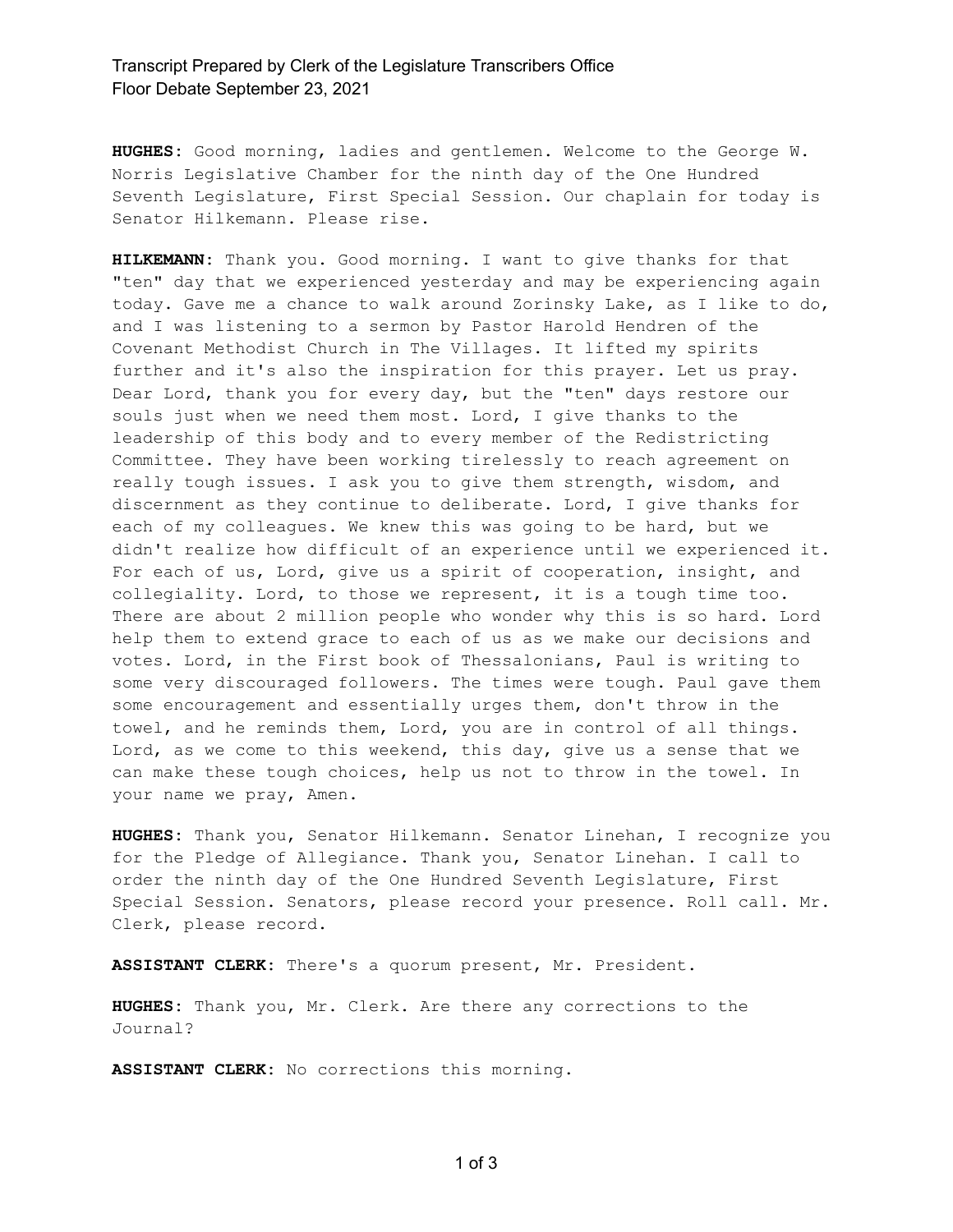**HUGHES:** Good morning, ladies and gentlemen. Welcome to the George W. Norris Legislative Chamber for the ninth day of the One Hundred Seventh Legislature, First Special Session. Our chaplain for today is Senator Hilkemann. Please rise.

**HILKEMANN:** Thank you. Good morning. I want to give thanks for that "ten" day that we experienced yesterday and may be experiencing again today. Gave me a chance to walk around Zorinsky Lake, as I like to do, and I was listening to a sermon by Pastor Harold Hendren of the Covenant Methodist Church in The Villages. It lifted my spirits further and it's also the inspiration for this prayer. Let us pray. Dear Lord, thank you for every day, but the "ten" days restore our souls just when we need them most. Lord, I give thanks to the leadership of this body and to every member of the Redistricting Committee. They have been working tirelessly to reach agreement on really tough issues. I ask you to give them strength, wisdom, and discernment as they continue to deliberate. Lord, I give thanks for each of my colleagues. We knew this was going to be hard, but we didn't realize how difficult of an experience until we experienced it. For each of us, Lord, give us a spirit of cooperation, insight, and collegiality. Lord, to those we represent, it is a tough time too. There are about 2 million people who wonder why this is so hard. Lord help them to extend grace to each of us as we make our decisions and votes. Lord, in the First book of Thessalonians, Paul is writing to some very discouraged followers. The times were tough. Paul gave them some encouragement and essentially urges them, don't throw in the towel, and he reminds them, Lord, you are in control of all things. Lord, as we come to this weekend, this day, give us a sense that we can make these tough choices, help us not to throw in the towel. In your name we pray, Amen.

**HUGHES:** Thank you, Senator Hilkemann. Senator Linehan, I recognize you for the Pledge of Allegiance. Thank you, Senator Linehan. I call to order the ninth day of the One Hundred Seventh Legislature, First Special Session. Senators, please record your presence. Roll call. Mr. Clerk, please record.

**ASSISTANT CLERK:** There's a quorum present, Mr. President.

**HUGHES:** Thank you, Mr. Clerk. Are there any corrections to the Journal?

**ASSISTANT CLERK:** No corrections this morning.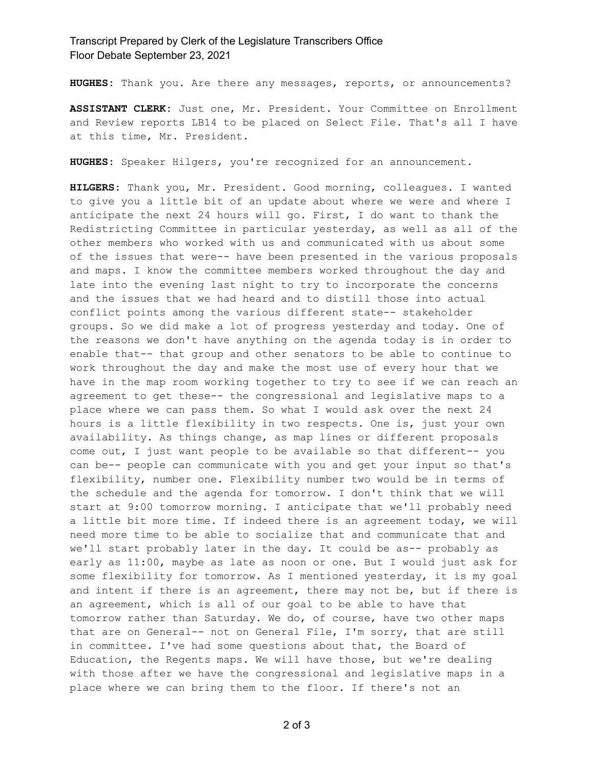**HUGHES:** Thank you. Are there any messages, reports, or announcements?

**ASSISTANT CLERK:** Just one, Mr. President. Your Committee on Enrollment and Review reports LB14 to be placed on Select File. That's all I have at this time, Mr. President.

**HUGHES:** Speaker Hilgers, you're recognized for an announcement.

**HILGERS:** Thank you, Mr. President. Good morning, colleagues. I wanted to give you a little bit of an update about where we were and where I anticipate the next 24 hours will go. First, I do want to thank the Redistricting Committee in particular yesterday, as well as all of the other members who worked with us and communicated with us about some of the issues that were-- have been presented in the various proposals and maps. I know the committee members worked throughout the day and late into the evening last night to try to incorporate the concerns and the issues that we had heard and to distill those into actual conflict points among the various different state-- stakeholder groups. So we did make a lot of progress yesterday and today. One of the reasons we don't have anything on the agenda today is in order to enable that-- that group and other senators to be able to continue to work throughout the day and make the most use of every hour that we have in the map room working together to try to see if we can reach an agreement to get these-- the congressional and legislative maps to a place where we can pass them. So what I would ask over the next 24 hours is a little flexibility in two respects. One is, just your own availability. As things change, as map lines or different proposals come out, I just want people to be available so that different-- you can be-- people can communicate with you and get your input so that's flexibility, number one. Flexibility number two would be in terms of the schedule and the agenda for tomorrow. I don't think that we will start at 9:00 tomorrow morning. I anticipate that we'll probably need a little bit more time. If indeed there is an agreement today, we will need more time to be able to socialize that and communicate that and we'll start probably later in the day. It could be as-- probably as early as 11:00, maybe as late as noon or one. But I would just ask for some flexibility for tomorrow. As I mentioned yesterday, it is my goal and intent if there is an agreement, there may not be, but if there is an agreement, which is all of our goal to be able to have that tomorrow rather than Saturday. We do, of course, have two other maps that are on General-- not on General File, I'm sorry, that are still in committee. I've had some questions about that, the Board of Education, the Regents maps. We will have those, but we're dealing with those after we have the congressional and legislative maps in a place where we can bring them to the floor. If there's not an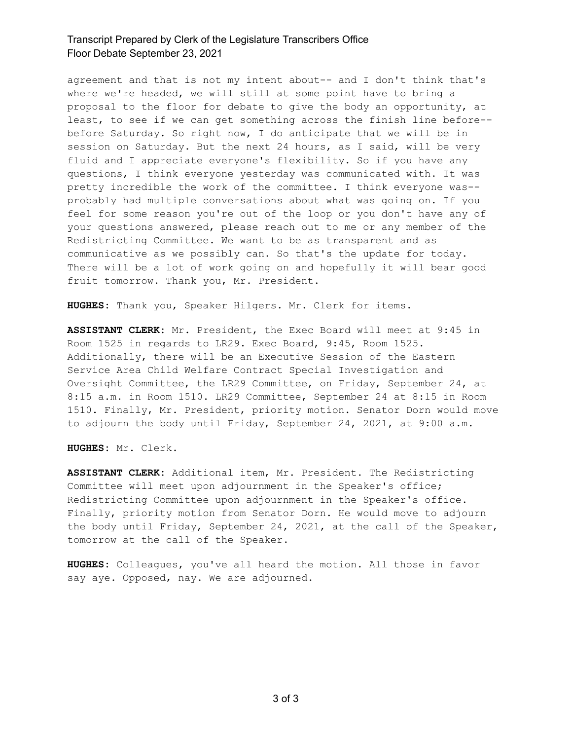agreement and that is not my intent about-- and I don't think that's where we're headed, we will still at some point have to bring a proposal to the floor for debate to give the body an opportunity, at least, to see if we can get something across the finish line before-- before Saturday. So right now, I do anticipate that we will be in session on Saturday. But the next 24 hours, as I said, will be very fluid and I appreciate everyone's flexibility. So if you have any questions, I think everyone yesterday was communicated with. It was pretty incredible the work of the committee. I think everyone was-- probably had multiple conversations about what was going on. If you feel for some reason you're out of the loop or you don't have any of your questions answered, please reach out to me or any member of the Redistricting Committee. We want to be as transparent and as communicative as we possibly can. So that's the update for today. There will be a lot of work going on and hopefully it will bear good fruit tomorrow. Thank you, Mr. President.

**HUGHES:** Thank you, Speaker Hilgers. Mr. Clerk for items.

**ASSISTANT CLERK:** Mr. President, the Exec Board will meet at 9:45 in Room 1525 in regards to LR29. Exec Board, 9:45, Room 1525. Additionally, there will be an Executive Session of the Eastern Service Area Child Welfare Contract Special Investigation and Oversight Committee, the LR29 Committee, on Friday, September 24, at 8:15 a.m. in Room 1510. LR29 Committee, September 24 at 8:15 in Room 1510. Finally, Mr. President, priority motion. Senator Dorn would move to adjourn the body until Friday, September 24, 2021, at 9:00 a.m.

**HUGHES:** Mr. Clerk.

**ASSISTANT CLERK:** Additional item, Mr. President. The Redistricting Committee will meet upon adjournment in the Speaker's office; Redistricting Committee upon adjournment in the Speaker's office. Finally, priority motion from Senator Dorn. He would move to adjourn the body until Friday, September 24, 2021, at the call of the Speaker, tomorrow at the call of the Speaker.

**HUGHES:** Colleagues, you've all heard the motion. All those in favor say aye. Opposed, nay. We are adjourned.